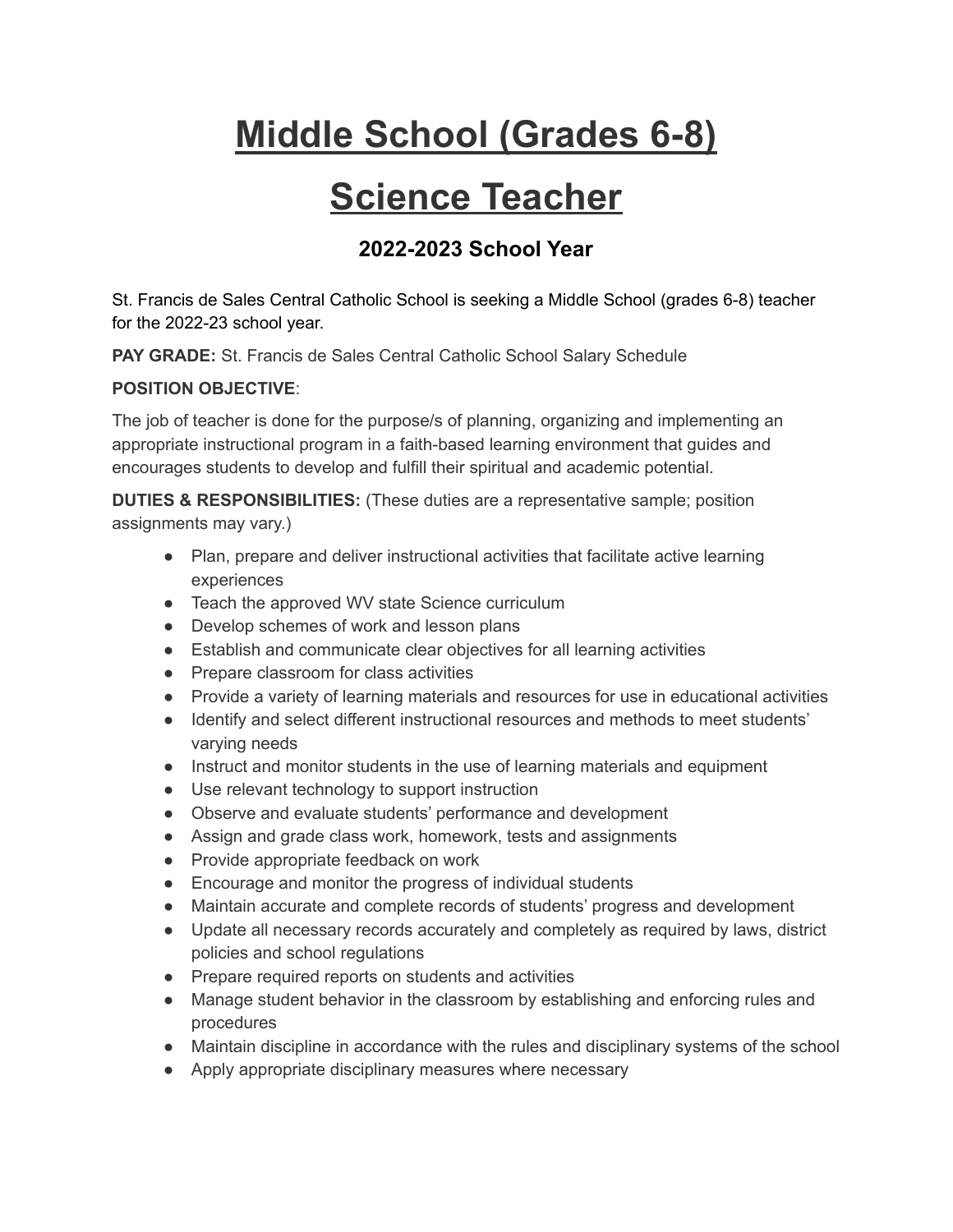# Middle School (Grades 6-8)

# Science Teacher

### 2022-2023 School Year

St. Francis de Sales Central Catholic School is seeking a Middle School (grades 6-8) teacher for the 2022-23 school year.

**PAY GRADE:** St. Francis de Sales Central Catholic School Salary Schedule

**POSITION OBJECTIVE**:

The job of teacher is done for the purpose/s of planning, organizing and implementing an appropriate instructional program in a faith-based learning environment that guides and encourages students to develop and fulfill their spiritual and academic potential.

**DUTIES & RESPONSIBILITIES:** (These duties are a representative sample; position assignments may vary.)

- Plan, prepare and deliver instructional activities that facilitate active learning experiences
- Teach the approved WV state Science curriculum
- Develop schemes of work and lesson plans
- Establish and communicate clear objectives for all learning activities
- Prepare classroom for class activities
- Provide a variety of learning materials and resources for use in educational activities
- Identify and select different instructional resources and methods to meet students' varying needs
- Instruct and monitor students in the use of learning materials and equipment
- Use relevant technology to support instruction
- Observe and evaluate students' performance and development
- Assign and grade class work, homework, tests and assignments
- Provide appropriate feedback on work
- Encourage and monitor the progress of individual students
- Maintain accurate and complete records of students' progress and development
- Update all necessary records accurately and completely as required by laws, district policies and school regulations
- Prepare required reports on students and activities
- Manage student behavior in the classroom by establishing and enforcing rules and procedures
- Maintain discipline in accordance with the rules and disciplinary systems of the school
- Apply appropriate disciplinary measures where necessary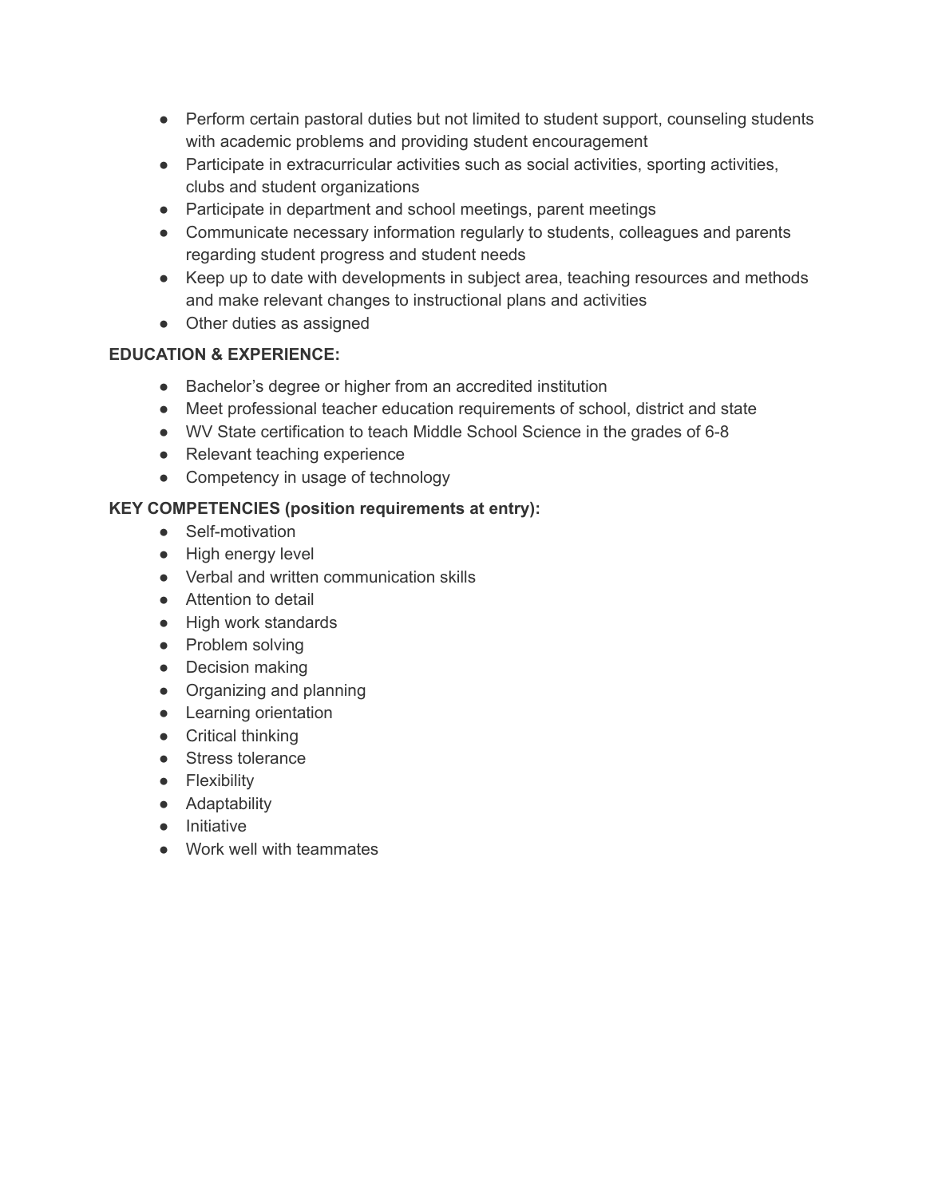- Perform certain pastoral duties but not limited to student support, counseling students with academic problems and providing student encouragement
- Participate in extracurricular activities such as social activities, sporting activities, clubs and student organizations
- Participate in department and school meetings, parent meetings
- Communicate necessary information regularly to students, colleagues and parents regarding student progress and student needs
- Keep up to date with developments in subject area, teaching resources and methods and make relevant changes to instructional plans and activities
- Other duties as assigned

**EDUCATION & EXPERIENCE:**

- Bachelor's degree or higher from an accredited institution
- Meet professional teacher education requirements of school, district and state
- WV State certification to teach Middle School Science in the grades of 6-8
- Relevant teaching experience
- Competency in usage of technology

**KEY COMPETENCIES (position requirements at entry):**

- Self-motivation
- High energy level
- Verbal and written communication skills
- Attention to detail
- High work standards
- Problem solving
- Decision making
- Organizing and planning
- Learning orientation
- Critical thinking
- Stress tolerance
- Flexibility
- Adaptability
- Initiative
- Work well with teammates